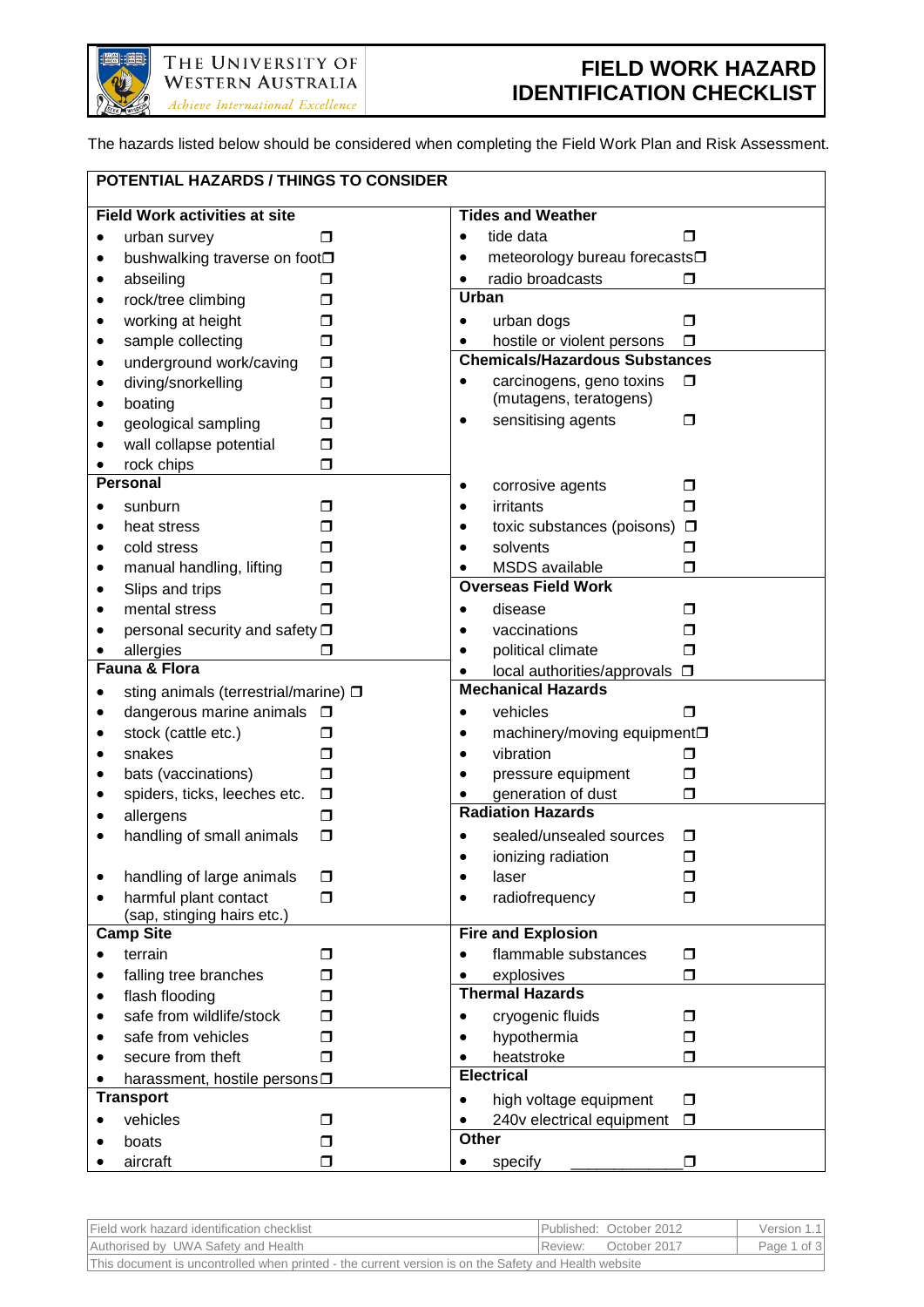THE UNIVERSITY OF WESTERN AUSTRALIA

*Achieve International Excellence*

# FIELD WORK HAZARD IDENTIFICATION CHECKLIST

The hazards listed below should be considered when completing the Field Work Plan and Risk Assessment.

## POTENTIAL HAZARDS / THINGS TO CONSIDER

**Field Work activities at site**

- urban survey ❐
- bushwalking traverse on foot ❐
- abseiling ❐
- rock/tree climbing ❐
- working at height ❐
- sample collecting ❐
- underground work/caving ❐
- diving/snorkelling ❐
- boating ❐
- geological sampling ❐
- wall collapse potential ❐
- rock chips ❐

**Personal**

- sunburn ❐
- heat stress ❐
- cold stress ❐
- manual handling, lifting ❐
- Slips and trips ❐
- mental stress ❐
- personal security and safety ❐
- allergies ❐

**Fauna & Flora**

- sting animals (terrestrial/marine) ❐
- dangerous marine animals ❐
- stock (cattle etc.) ❐
- snakes ❐
- bats (vaccinations) ❐
- spiders, ticks, leeches etc. ❐
- allergens ❐
- handling of small animals ❐
- handling of large animals ❐
- harmful plant contact (sap, stinging hairs etc.) ❐

**Camp Site**

- terrain ❐
- falling tree branches ❐
- flash flooding ❐
- safe from wildlife/stock ❐
- safe from vehicles ❐
- secure from theft ❐
- harassment, hostile persons ❐

**Transport**

- vehicles ❐
- boats ❐
- aircraft ❐

**Tides and Weather**

- tide data ❐
- meteorology bureau forecasts ❐
- radio broadcasts ❐

**Urban**

- urban dogs ❐
- hostile or violent persons ❐

**Chemicals/Hazardous Substances**

- carcinogens, geno toxins (mutagens, teratogens) ❐
- sensitising agents ❐
- corrosive agents ❐
- irritants ❐
- toxic substances (poisons) ❐
- solvents ❐
- MSDS available ❐

**Overseas Field Work**

- disease ❐
- vaccinations ❐
- political climate ❐
- local authorities/approvals ❐

**Mechanical Hazards**

- vehicles ❐
- machinery/moving equipment ❐
- vibration ❐
- pressure equipment ❐
- generation of dust ❐

**Radiation Hazards**

- sealed/unsealed sources ❐
- ionizing radiation ❐
- laser ❐
- radiofrequency ❐

**Fire and Explosion**

- flammable substances ❐
- explosives ❐

**Thermal Hazards**

- cryogenic fluids ❐
- hypothermia ❐
- heatstroke ❐

**Electrical**

- high voltage equipment ❐
- 240v electrical equipment ❐

**Other**

- specify ____________ ❐

| Field work hazard identification checklist | Published: October 2012 | Version 1.1 |
|---|---|---|
| Authorised by UWA Safety and Health | Review: October 2017 | |
| This document is uncontrolled when printed - the current version is on the Safety and Health website | | |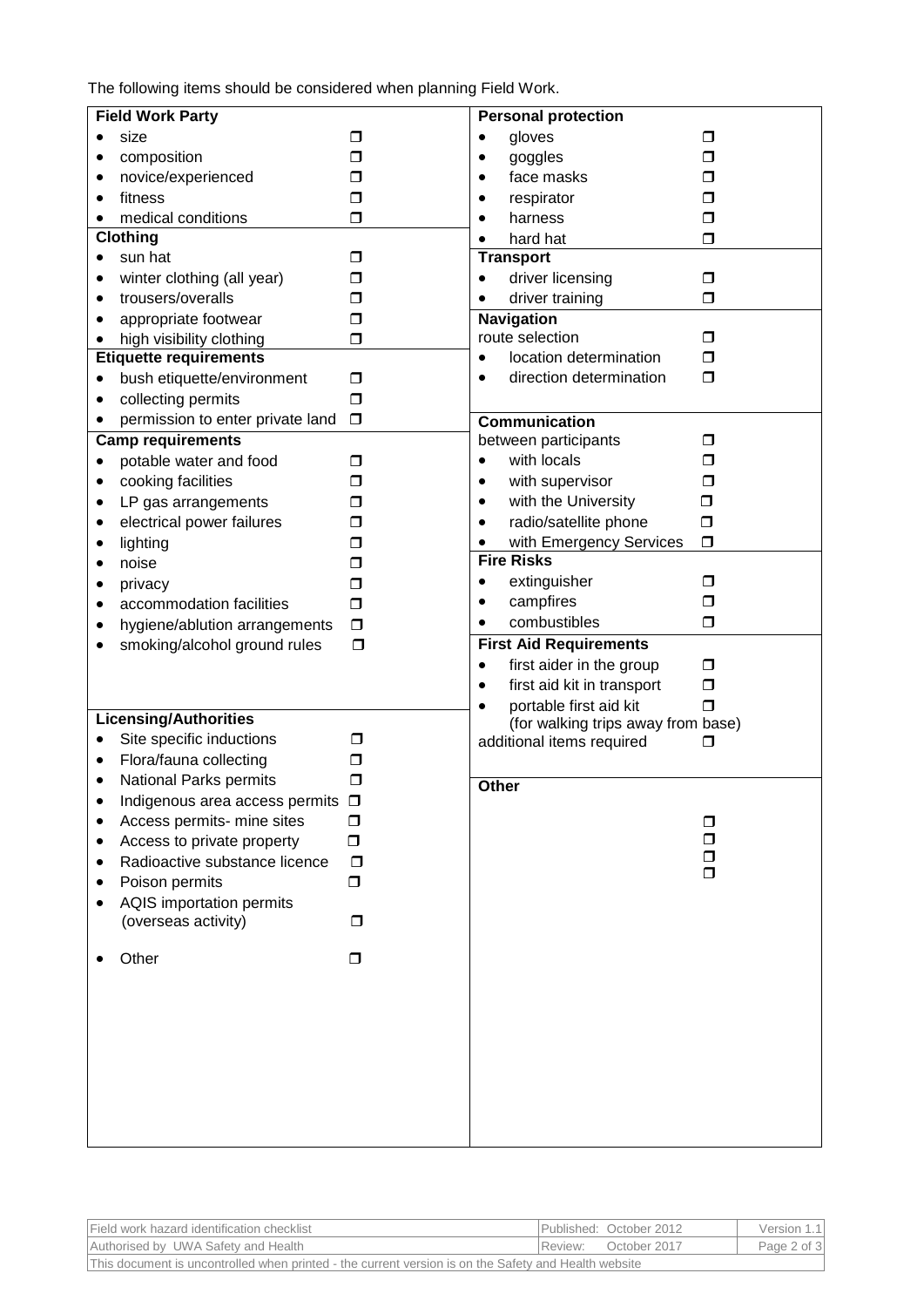The following items should be considered when planning Field Work.

**Field Work Party**

- size ☐
- composition ☐
- novice/experienced ☐
- fitness ☐
- medical conditions ☐

**Clothing**

- sun hat ☐
- winter clothing (all year) ☐
- trousers/overalls ☐
- appropriate footwear ☐
- high visibility clothing ☐

**Etiquette requirements**

- bush etiquette/environment ☐
- collecting permits ☐
- permission to enter private land ☐

**Camp requirements**

- potable water and food ☐
- cooking facilities ☐
- LP gas arrangements ☐
- electrical power failures ☐
- lighting ☐
- noise ☐
- privacy ☐
- accommodation facilities ☐
- hygiene/ablution arrangements ☐
- smoking/alcohol ground rules ☐

**Licensing/Authorities**

- Site specific inductions ☐
- Flora/fauna collecting ☐
- National Parks permits ☐
- Indigenous area access permits ☐
- Access permits- mine sites ☐
- Access to private property ☐
- Radioactive substance licence ☐
- Poison permits ☐
- AQIS importation permits (overseas activity) ☐
- Other ☐

**Personal protection**

- gloves ☐
- goggles ☐
- face masks ☐
- respirator ☐
- harness ☐
- hard hat ☐

**Transport**

- driver licensing ☐
- driver training ☐

**Navigation**

route selection ☐

- location determination ☐
- direction determination ☐

**Communication**

between participants ☐

- with locals ☐
- with supervisor ☐
- with the University ☐
- radio/satellite phone ☐
- with Emergency Services ☐

**Fire Risks**

- extinguisher ☐
- campfires ☐
- combustibles ☐

**First Aid Requirements**

- first aider in the group ☐
- first aid kit in transport ☐
- portable first aid kit ☐
  (for walking trips away from base)

additional items required ☐

**Other**

☐
☐
☐
☐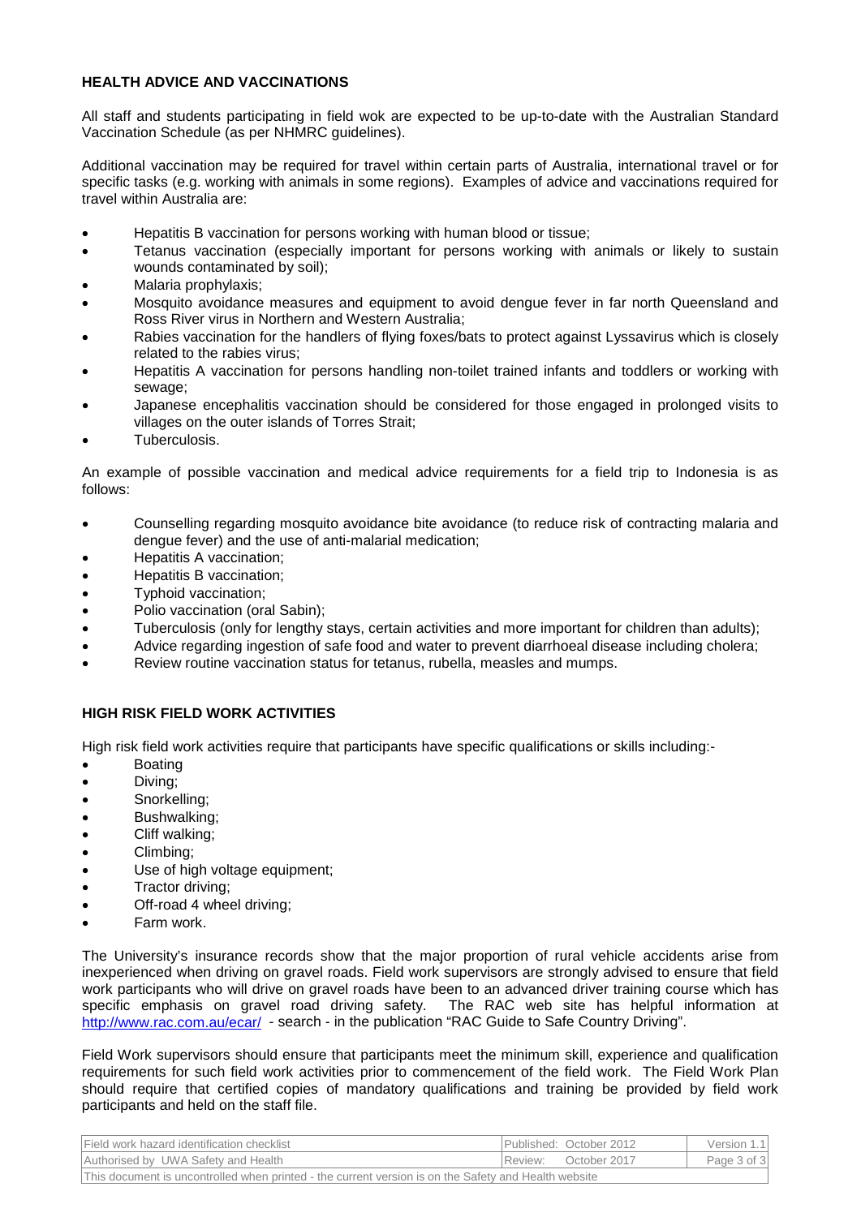## HEALTH ADVICE AND VACCINATIONS

All staff and students participating in field wok are expected to be up-to-date with the Australian Standard Vaccination Schedule (as per NHMRC guidelines).

Additional vaccination may be required for travel within certain parts of Australia, international travel or for specific tasks (e.g. working with animals in some regions). Examples of advice and vaccinations required for travel within Australia are:

- Hepatitis B vaccination for persons working with human blood or tissue;
- Tetanus vaccination (especially important for persons working with animals or likely to sustain wounds contaminated by soil);
- Malaria prophylaxis;
- Mosquito avoidance measures and equipment to avoid dengue fever in far north Queensland and Ross River virus in Northern and Western Australia;
- Rabies vaccination for the handlers of flying foxes/bats to protect against Lyssavirus which is closely related to the rabies virus;
- Hepatitis A vaccination for persons handling non-toilet trained infants and toddlers or working with sewage;
- Japanese encephalitis vaccination should be considered for those engaged in prolonged visits to villages on the outer islands of Torres Strait;
- Tuberculosis.

An example of possible vaccination and medical advice requirements for a field trip to Indonesia is as follows:

- Counselling regarding mosquito avoidance bite avoidance (to reduce risk of contracting malaria and dengue fever) and the use of anti-malarial medication;
- Hepatitis A vaccination;
- Hepatitis B vaccination;
- Typhoid vaccination;
- Polio vaccination (oral Sabin);
- Tuberculosis (only for lengthy stays, certain activities and more important for children than adults);
- Advice regarding ingestion of safe food and water to prevent diarrhoeal disease including cholera;
- Review routine vaccination status for tetanus, rubella, measles and mumps.

## HIGH RISK FIELD WORK ACTIVITIES

High risk field work activities require that participants have specific qualifications or skills including:-

- Boating
- Diving;
- Snorkelling;
- Bushwalking;
- Cliff walking;
- Climbing;
- Use of high voltage equipment;
- Tractor driving;
- Off-road 4 wheel driving;
- Farm work.

The University's insurance records show that the major proportion of rural vehicle accidents arise from inexperienced when driving on gravel roads. Field work supervisors are strongly advised to ensure that field work participants who will drive on gravel roads have been to an advanced driver training course which has specific emphasis on gravel road driving safety. The RAC web site has helpful information at http://www.rac.com.au/ecar/ - search - in the publication "RAC Guide to Safe Country Driving".

Field Work supervisors should ensure that participants meet the minimum skill, experience and qualification requirements for such field work activities prior to commencement of the field work. The Field Work Plan should require that certified copies of mandatory qualifications and training be provided by field work participants and held on the staff file.